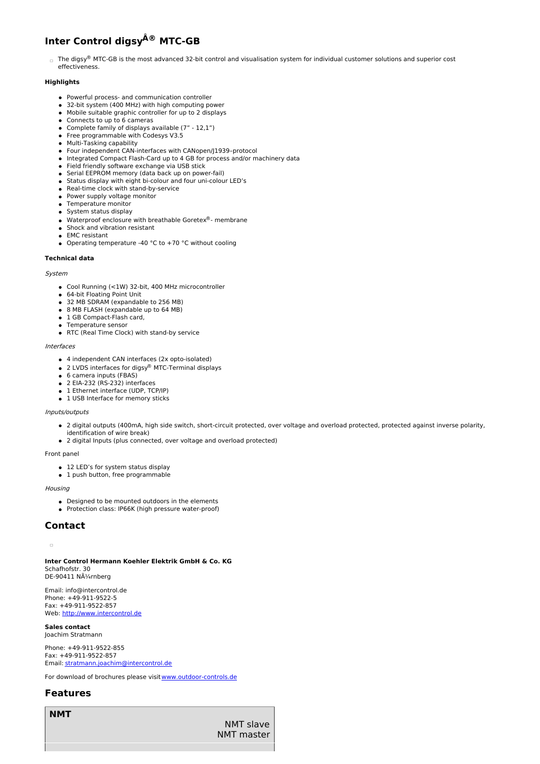# Inter Control digsyÂ® MTC-GB

The digsy® MTC-GB is the most advanced 32-bit control and visualisation system for individual customer solutions and superior cost effectiveness.

**Highlights**

- Powerful process- and communication controller
- 32-bit system (400 MHz) with high computing power
- Mobile suitable graphic controller for up to 2 displays
- Connects to up to 6 cameras
- Complete family of displays available (7” - 12,1”)
- Free programmable with Codesys V3.5
- Multi-Tasking capability
- Four independent CAN-interfaces with CANopen/J1939–protocol
- Integrated Compact Flash-Card up to 4 GB for process and/or machinery data
- Field friendly software exchange via USB stick
- Serial EEPROM memory (data back up on power-fail)
- Status display with eight bi-colour and four uni-colour LED’s
- Real-time clock with stand-by-service
- Power supply voltage monitor
- Temperature monitor
- System status display
- Waterproof enclosure with breathable Goretex®- membrane
- Shock and vibration resistant
- EMC resistant
- Operating temperature -40 °C to +70 °C without cooling

**Technical data**

*System*

- Cool Running (<1W) 32-bit, 400 MHz microcontroller
- 64-bit Floating Point Unit
- 32 MB SDRAM (expandable to 256 MB)
- 8 MB FLASH (expandable up to 64 MB)
- 1 GB Compact-Flash card,
- Temperature sensor
- RTC (Real Time Clock) with stand-by service

*Interfaces*

- 4 independent CAN interfaces (2x opto-isolated)
- 2 LVDS interfaces for digsy® MTC-Terminal displays
- 6 camera inputs (FBAS)
- 2 EIA-232 (RS-232) interfaces
- 1 Ethernet interface (UDP, TCP/IP)
- 1 USB Interface for memory sticks

*Inputs/outputs*

- 2 digital outputs (400mA, high side switch, short-circuit protected, over voltage and overload protected, protected against inverse polarity, identification of wire break)
- 2 digital Inputs (plus connected, over voltage and overload protected)

Front panel

- 12 LED’s for system status display
- 1 push button, free programmable

*Housing*

- Designed to be mounted outdoors in the elements
- Protection class: IP66K (high pressure water-proof)

## Contact

**Inter Control Hermann Koehler Elektrik GmbH & Co. KG**
Schafhofstr. 30
DE-90411 NÃ¼rnberg

Email: info@intercontrol.de
Phone: +49-911-9522-5
Fax: +49-911-9522-857
Web: http://www.intercontrol.de

**Sales contact**
Joachim Stratmann

Phone: +49-911-9522-855
Fax: +49-911-9522-857
Email: stratmann.joachim@intercontrol.de

For download of brochures please visit www.outdoor-controls.de

## Features

| NMT | |
|---|---|
| | NMT slave<br>NMT master |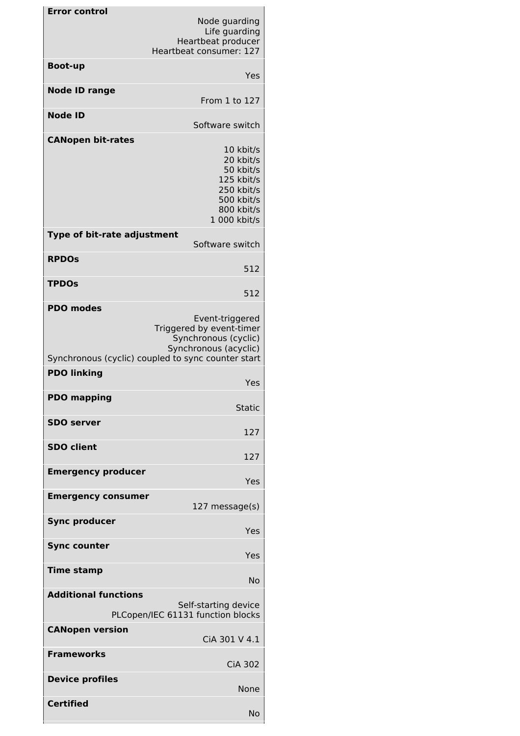| Feature | Value |
|---|---|
| **Error control** | Node guarding<br>Life guarding<br>Heartbeat producer<br>Heartbeat consumer: 127 |
| **Boot-up** | Yes |
| **Node ID range** | From 1 to 127 |
| **Node ID** | Software switch |
| **CANopen bit-rates** | 10 kbit/s<br>20 kbit/s<br>50 kbit/s<br>125 kbit/s<br>250 kbit/s<br>500 kbit/s<br>800 kbit/s<br>1 000 kbit/s |
| **Type of bit-rate adjustment** | Software switch |
| **RPDOs** | 512 |
| **TPDOs** | 512 |
| **PDO modes** | Event-triggered<br>Triggered by event-timer<br>Synchronous (cyclic)<br>Synchronous (acyclic)<br>Synchronous (cyclic) coupled to sync counter start |
| **PDO linking** | Yes |
| **PDO mapping** | Static |
| **SDO server** | 127 |
| **SDO client** | 127 |
| **Emergency producer** | Yes |
| **Emergency consumer** | 127 message(s) |
| **Sync producer** | Yes |
| **Sync counter** | Yes |
| **Time stamp** | No |
| **Additional functions** | Self-starting device<br>PLCopen/IEC 61131 function blocks |
| **CANopen version** | CiA 301 V 4.1 |
| **Frameworks** | CiA 302 |
| **Device profiles** | None |
| **Certified** | No |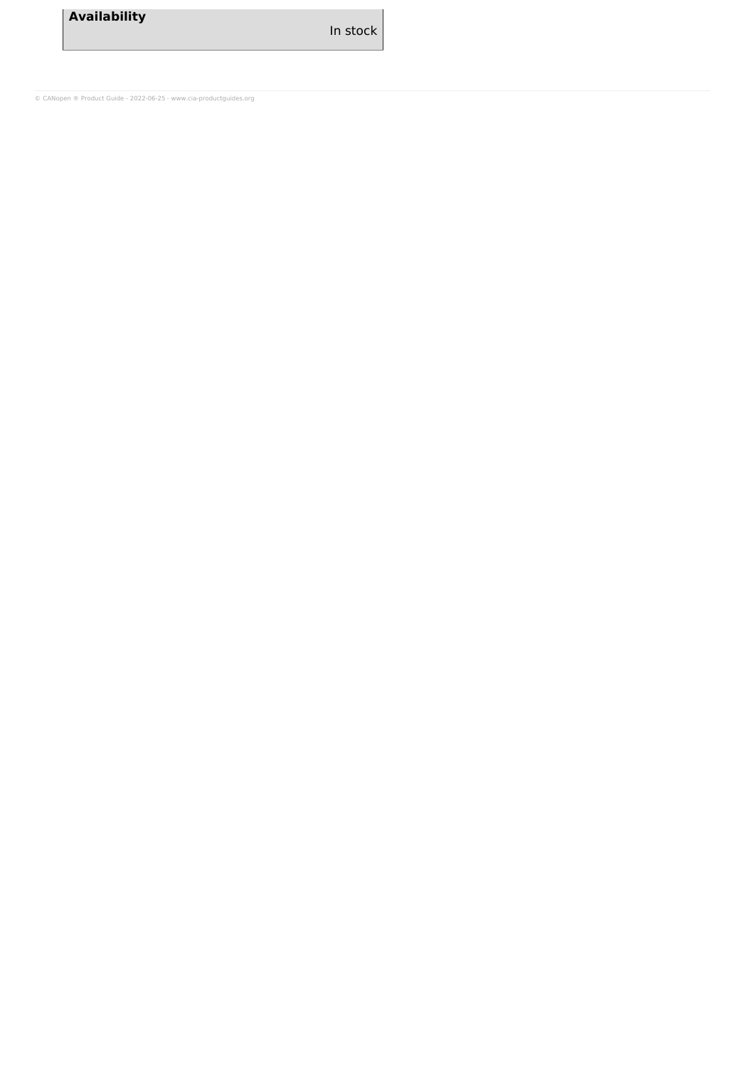| | |
|---|---|
| **Availability** | In stock |